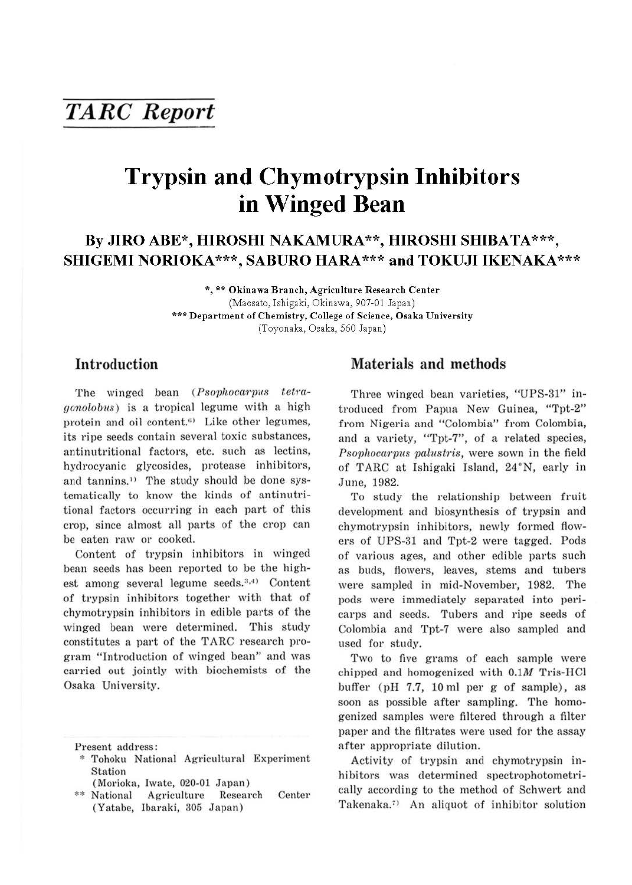## *TARC Report*

# Trypsin and Chymotrypsin Inhibitors in Winged Bean

**By JIRO ABE\*, HIROSHI NAKAMURA\*\*, HIROSHI SHIBATA\*\*\*, SHIGEMI NORIOKA\*\*\*, SABURO HARA\*\*\* and TOKUJI IKENAKA\*\*\***

**\*, \*\* Okinawa Branch, Agriculture Research Center**
(Maesato, Ishigaki, Okinawa, 907-01 Japan)
**\*\*\* Department of Chemistry, College of Science, Osaka University**
(Toyonaka, Osaka, 560 Japan)

## Introduction

The winged bean (*Psophocarpus tetragonolobus*) is a tropical legume with a high protein and oil content.[6] Like other legumes, its ripe seeds contain several toxic substances, antinutritional factors, etc. such as lectins, hydrocyanic glycosides, protease inhibitors, and tannins.[1] The study should be done systematically to know the kinds of antinutritional factors occurring in each part of this crop, since almost all parts of the crop can be eaten raw or cooked.

Content of trypsin inhibitors in winged bean seeds has been reported to be the highest among several legume seeds.[3,4] Content of trypsin inhibitors together with that of chymotrypsin inhibitors in edible parts of the winged bean were determined. This study constitutes a part of the TARC research program "Introduction of winged bean" and was carried out jointly with biochemists of the Osaka University.

Present address:
\* Tohoku National Agricultural Experiment Station
(Morioka, Iwate, 020-01 Japan)
\*\* National Agriculture Research Center
(Yatabe, Ibaraki, 305 Japan)

## Materials and methods

Three winged bean varieties, "UPS-31" introduced from Papua New Guinea, "Tpt-2" from Nigeria and "Colombia" from Colombia, and a variety, "Tpt-7", of a related species, *Psophocarpus palustris*, were sown in the field of TARC at Ishigaki Island, 24°N, early in June, 1982.

To study the relationship between fruit development and biosynthesis of trypsin and chymotrypsin inhibitors, newly formed flowers of UPS-31 and Tpt-2 were tagged. Pods of various ages, and other edible parts such as buds, flowers, leaves, stems and tubers were sampled in mid-November, 1982. The pods were immediately separated into pericarps and seeds. Tubers and ripe seeds of Colombia and Tpt-7 were also sampled and used for study.

Two to five grams of each sample were chipped and homogenized with 0.1*M* Tris-HCl buffer (pH 7.7, 10 ml per g of sample), as soon as possible after sampling. The homogenized samples were filtered through a filter paper and the filtrates were used for the assay after appropriate dilution.

Activity of trypsin and chymotrypsin inhibitors was determined spectrophotometrically according to the method of Schwert and Takenaka.[7] An aliquot of inhibitor solution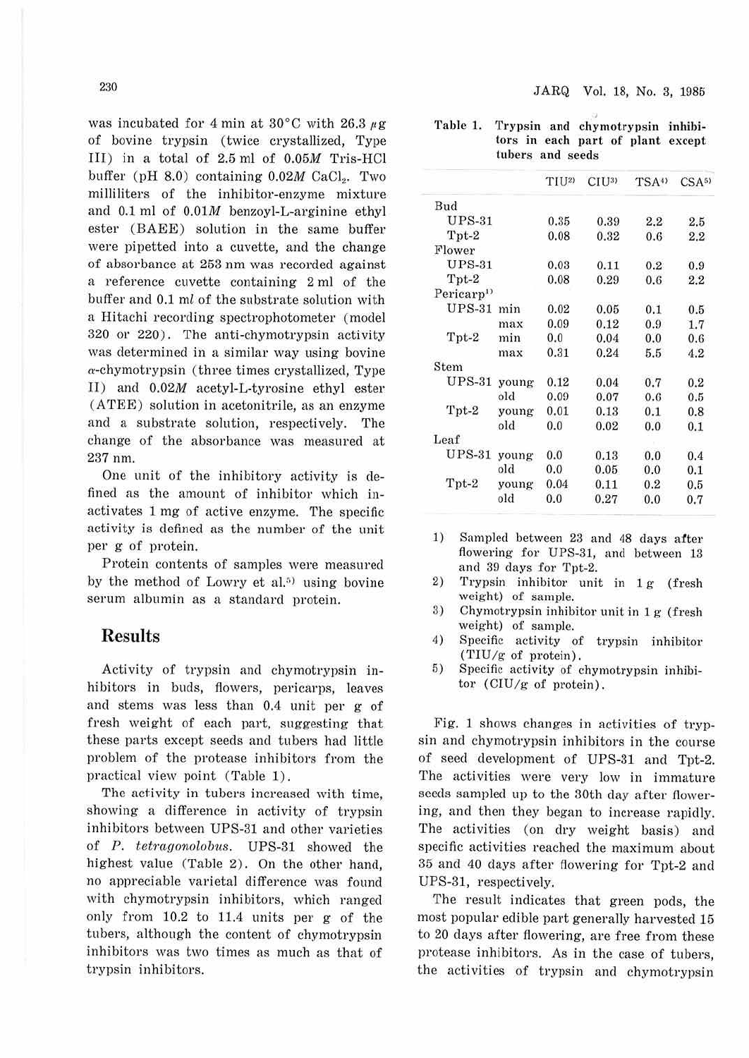was incubated for 4 min at 30°C with 26.3 μg of bovine trypsin (twice crystallized, Type III) in a total of 2.5 ml of 0.05*M* Tris-HCl buffer (pH 8.0) containing 0.02*M* $CaCl_2$. Two milliliters of the inhibitor-enzyme mixture and 0.1 ml of 0.01*M* benzoyl-L-arginine ethyl ester (BAEE) solution in the same buffer were pipetted into a cuvette, and the change of absorbance at 253 nm was recorded against a reference cuvette containing 2 ml of the buffer and 0.1 ml of the substrate solution with a Hitachi recording spectrophotometer (model 320 or 220). The anti-chymotrypsin activity was determined in a similar way using bovine α-chymotrypsin (three times crystallized, Type II) and 0.02*M* acetyl-L-tyrosine ethyl ester (ATEE) solution in acetonitrile, as an enzyme and a substrate solution, respectively. The change of the absorbance was measured at 237 nm.

One unit of the inhibitory activity is defined as the amount of inhibitor which inactivates 1 mg of active enzyme. The specific activity is defined as the number of the unit per g of protein.

Protein contents of samples were measured by the method of Lowry et al.[5] using bovine serum albumin as a standard protein.

## Results

Activity of trypsin and chymotrypsin inhibitors in buds, flowers, pericarps, leaves and stems was less than 0.4 unit per g of fresh weight of each part, suggesting that these parts except seeds and tubers had little problem of the protease inhibitors from the practical view point (Table 1).

The activity in tubers increased with time, showing a difference in activity of trypsin inhibitors between UPS-31 and other varieties of *P. tetragonolobus*. UPS-31 showed the highest value (Table 2). On the other hand, no appreciable varietal difference was found with chymotrypsin inhibitors, which ranged only from 10.2 to 11.4 units per g of the tubers, although the content of chymotrypsin inhibitors was two times as much as that of trypsin inhibitors.

Table 1. Trypsin and chymotrypsin inhibitors in each part of plant except tubers and seeds

| | | TIU[2] | CIU[3] | TSA[4] | CSA[5] |
|---|---|---|---|---|---|
| Bud | | | | | |
| UPS-31 | | 0.35 | 0.39 | 2.2 | 2.5 |
| Tpt-2 | | 0.08 | 0.32 | 0.6 | 2.2 |
| Flower | | | | | |
| UPS-31 | | 0.03 | 0.11 | 0.2 | 0.9 |
| Tpt-2 | | 0.08 | 0.29 | 0.6 | 2.2 |
| Pericarp[1] | | | | | |
| UPS-31 | min | 0.02 | 0.05 | 0.1 | 0.5 |
| | max | 0.09 | 0.12 | 0.9 | 1.7 |
| Tpt-2 | min | 0.0 | 0.04 | 0.0 | 0.6 |
| | max | 0.31 | 0.24 | 5.5 | 4.2 |
| Stem | | | | | |
| UPS-31 | young | 0.12 | 0.04 | 0.7 | 0.2 |
| | old | 0.09 | 0.07 | 0.6 | 0.5 |
| Tpt-2 | young | 0.01 | 0.13 | 0.1 | 0.8 |
| | old | 0.0 | 0.02 | 0.0 | 0.1 |
| Leaf | | | | | |
| UPS-31 | young | 0.0 | 0.13 | 0.0 | 0.4 |
| | old | 0.0 | 0.05 | 0.0 | 0.1 |
| Tpt-2 | young | 0.04 | 0.11 | 0.2 | 0.5 |
| | old | 0.0 | 0.27 | 0.0 | 0.7 |

1) Sampled between 23 and 48 days after flowering for UPS-31, and between 13 and 39 days for Tpt-2.
2) Trypsin inhibitor unit in 1 g (fresh weight) of sample.
3) Chymotrypsin inhibitor unit in 1 g (fresh weight) of sample.
4) Specific activity of trypsin inhibitor (TIU/g of protein).
5) Specific activity of chymotrypsin inhibitor (CIU/g of protein).

Fig. 1 shows changes in activities of trypsin and chymotrypsin inhibitors in the course of seed development of UPS-31 and Tpt-2. The activities were very low in immature seeds sampled up to the 30th day after flowering, and then they began to increase rapidly. The activities (on dry weight basis) and specific activities reached the maximum about 35 and 40 days after flowering for Tpt-2 and UPS-31, respectively.

The result indicates that green pods, the most popular edible part generally harvested 15 to 20 days after flowering, are free from these protease inhibitors. As in the case of tubers, the activities of trypsin and chymotrypsin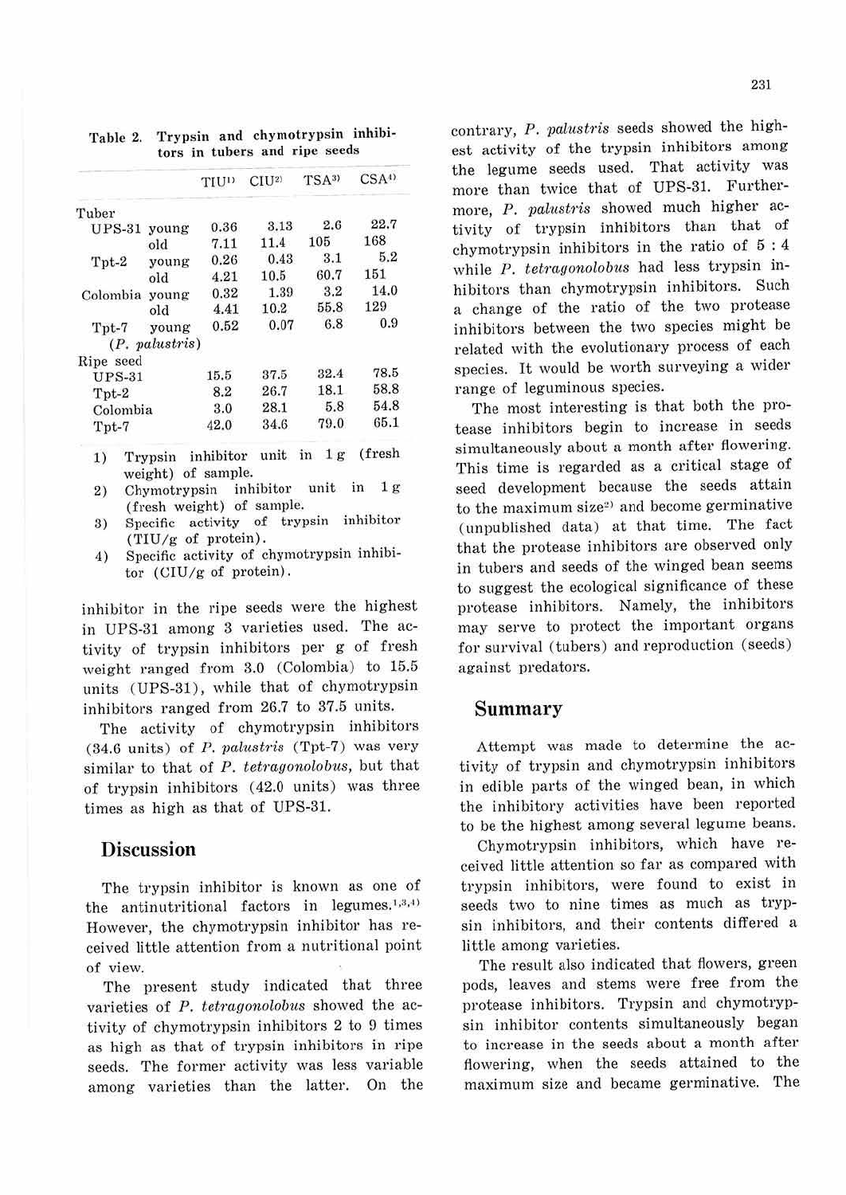Table 2. Trypsin and chymotrypsin inhibitors in tubers and ripe seeds

| | | TIU[1] | CIU[2] | TSA[3] | CSA[4] |
|---|---|---|---|---|---|
| Tuber | | | | | |
| UPS-31 | young | 0.36 | 3.13 | 2.6 | 22.7 |
| | old | 7.11 | 11.4 | 105 | 168 |
| Tpt-2 | young | 0.26 | 0.43 | 3.1 | 5.2 |
| | old | 4.21 | 10.5 | 60.7 | 151 |
| Colombia | young | 0.32 | 1.39 | 3.2 | 14.0 |
| | old | 4.41 | 10.2 | 55.8 | 129 |
| Tpt-7 (*P. palustris*) | young | 0.52 | 0.07 | 6.8 | 0.9 |
| Ripe seed | | | | | |
| UPS-31 | | 15.5 | 37.5 | 32.4 | 78.5 |
| Tpt-2 | | 8.2 | 26.7 | 18.1 | 58.8 |
| Colombia | | 3.0 | 28.1 | 5.8 | 54.8 |
| Tpt-7 | | 42.0 | 34.6 | 79.0 | 65.1 |

1) Trypsin inhibitor unit in 1 g (fresh weight) of sample.
2) Chymotrypsin inhibitor unit in 1 g (fresh weight) of sample.
3) Specific activity of trypsin inhibitor (TIU/g of protein).
4) Specific activity of chymotrypsin inhibitor (CIU/g of protein).

inhibitor in the ripe seeds were the highest in UPS-31 among 3 varieties used. The activity of trypsin inhibitors per g of fresh weight ranged from 3.0 (Colombia) to 15.5 units (UPS-31), while that of chymotrypsin inhibitors ranged from 26.7 to 37.5 units.

The activity of chymotrypsin inhibitors (34.6 units) of *P. palustris* (Tpt-7) was very similar to that of *P. tetragonolobus*, but that of trypsin inhibitors (42.0 units) was three times as high as that of UPS-31.

## Discussion

The trypsin inhibitor is known as one of the antinutritional factors in legumes.[1,3,4] However, the chymotrypsin inhibitor has received little attention from a nutritional point of view.

The present study indicated that three varieties of *P. tetragonolobus* showed the activity of chymotrypsin inhibitors 2 to 9 times as high as that of trypsin inhibitors in ripe seeds. The former activity was less variable among varieties than the latter. On the contrary, *P. palustris* seeds showed the highest activity of the trypsin inhibitors among the legume seeds used. That activity was more than twice that of UPS-31. Furthermore, *P. palustris* showed much higher activity of trypsin inhibitors than that of chymotrypsin inhibitors in the ratio of 5 : 4 while *P. tetragonolobus* had less trypsin inhibitors than chymotrypsin inhibitors. Such a change of the ratio of the two protease inhibitors between the two species might be related with the evolutionary process of each species. It would be worth surveying a wider range of leguminous species.

The most interesting is that both the protease inhibitors begin to increase in seeds simultaneously about a month after flowering. This time is regarded as a critical stage of seed development because the seeds attain to the maximum size[2] and become germinative (unpublished data) at that time. The fact that the protease inhibitors are observed only in tubers and seeds of the winged bean seems to suggest the ecological significance of these protease inhibitors. Namely, the inhibitors may serve to protect the important organs for survival (tubers) and reproduction (seeds) against predators.

## Summary

Attempt was made to determine the activity of trypsin and chymotrypsin inhibitors in edible parts of the winged bean, in which the inhibitory activities have been reported to be the highest among several legume beans.

Chymotrypsin inhibitors, which have received little attention so far as compared with trypsin inhibitors, were found to exist in seeds two to nine times as much as trypsin inhibitors, and their contents differed a little among varieties.

The result also indicated that flowers, green pods, leaves and stems were free from the protease inhibitors. Trypsin and chymotrypsin inhibitor contents simultaneously began to increase in the seeds about a month after flowering, when the seeds attained to the maximum size and became germinative. The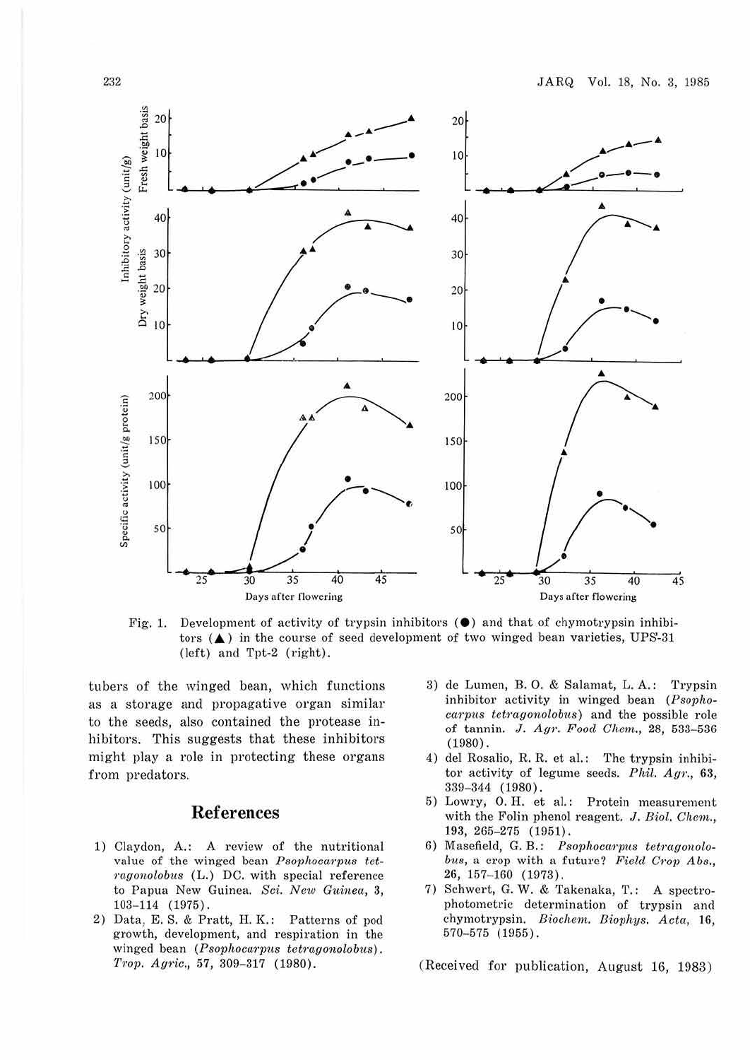Inhibitory activity (unit/g)

Fresh weight basis

20
10

20
10

Dry weight basis

40
30
20
10

40
30
20
10

Specific activity (unit/g protein)

200
150
100
50

200
150
100
50

25 30 35 40 45

Days after flowering

25 30 35 40 45

Days after flowering

Fig. 1. Development of activity of trypsin inhibitors (●) and that of chymotrypsin inhibitors (▲) in the course of seed development of two winged bean varieties, UPS-31 (left) and Tpt-2 (right).

tubers of the winged bean, which functions as a storage and propagative organ similar to the seeds, also contained the protease inhibitors. This suggests that these inhibitors might play a role in protecting these organs from predators.

## References

1) Claydon, A.: A review of the nutritional value of the winged bean *Psophocarpus tetragonolobus* (L.) DC. with special reference to Papua New Guinea. *Sci. New Guinea*, **3**, 103–114 (1975).
2) Data, E. S. & Pratt, H. K.: Patterns of pod growth, development, and respiration in the winged bean (*Psophocarpus tetragonolobus*). *Trop. Agric.*, **57**, 309–317 (1980).
3) de Lumen, B. O. & Salamat, L. A.: Trypsin inhibitor activity in winged bean (*Psophocarpus tetragonolobus*) and the possible role of tannin. *J. Agr. Food Chem.*, **28**, 533–536 (1980).
4) del Rosalio, R. R. et al.: The trypsin inhibitor activity of legume seeds. *Phil. Agr.*, **63**, 339–344 (1980).
5) Lowry, O. H. et al.: Protein measurement with the Folin phenol reagent. *J. Biol. Chem.*, **193**, 265–275 (1951).
6) Masefield, G. B.: *Psophocarpus tetragonolobus*, a crop with a future? *Field Crop Abs.*, **26**, 157–160 (1973).
7) Schwert, G. W. & Takenaka, T.: A spectrophotometric determination of trypsin and chymotrypsin. *Biochem. Biophys. Acta*, **16**, 570–575 (1955).

(Received for publication, August 16, 1983)